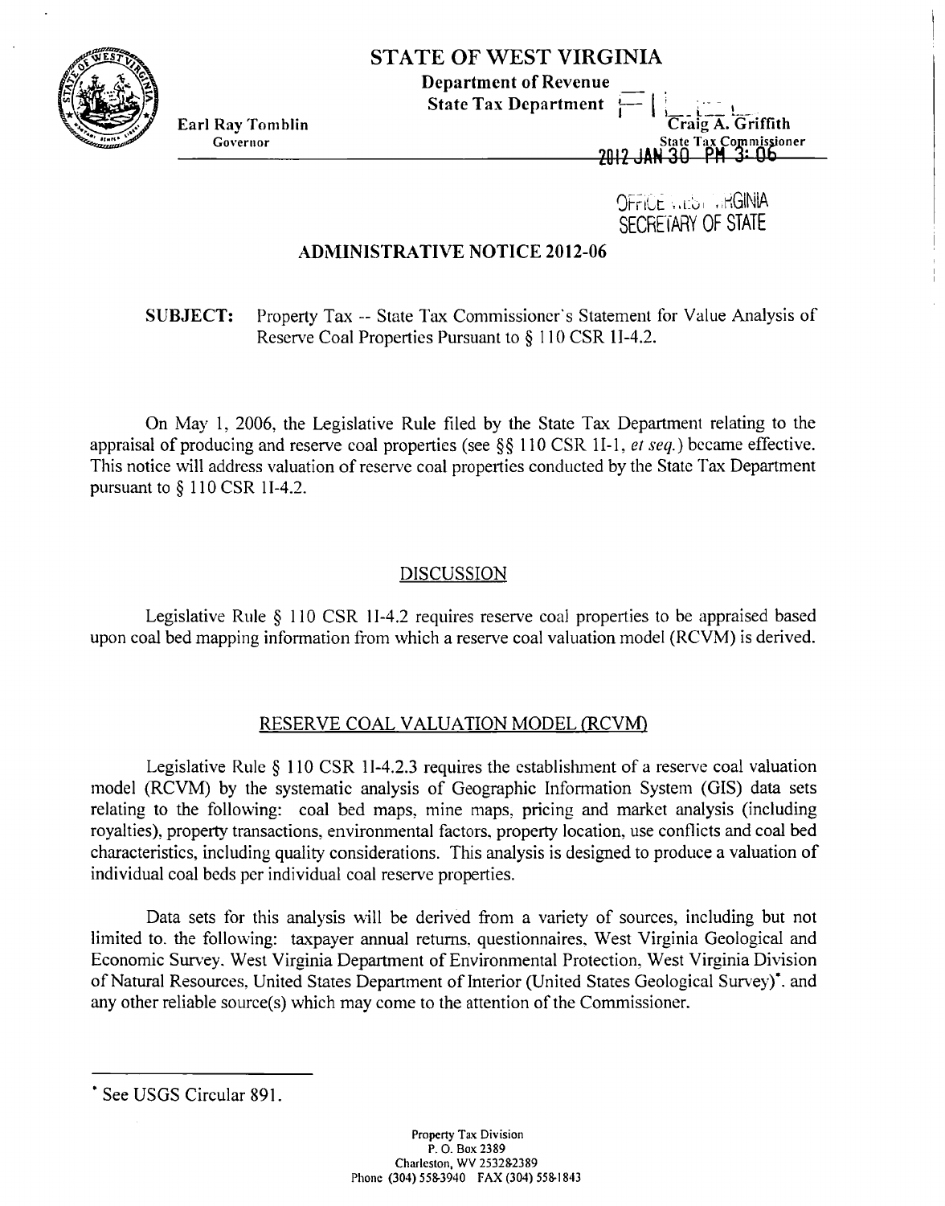# STATE OF WEST VIRGINIA

**Department of Revenue**
**State Tax Department**

**Earl Ray Tomblin**
Governor

**Craig A. Griffith**
State Tax Commissioner

2012 JAN 30 PM 3: 06

OFFICE WEST VIRGINIA
SECRETARY OF STATE

## ADMINISTRATIVE NOTICE 2012-06

**SUBJECT:** Property Tax -- State Tax Commissioner's Statement for Value Analysis of Reserve Coal Properties Pursuant to § 110 CSR 1I-4.2.

On May 1, 2006, the Legislative Rule filed by the State Tax Department relating to the appraisal of producing and reserve coal properties (see §§ 110 CSR 1I-1, *et seq.*) became effective. This notice will address valuation of reserve coal properties conducted by the State Tax Department pursuant to § 110 CSR 1I-4.2.

### DISCUSSION

Legislative Rule § 110 CSR 1I-4.2 requires reserve coal properties to be appraised based upon coal bed mapping information from which a reserve coal valuation model (RCVM) is derived.

### RESERVE COAL VALUATION MODEL (RCVM)

Legislative Rule § 110 CSR 1I-4.2.3 requires the establishment of a reserve coal valuation model (RCVM) by the systematic analysis of Geographic Information System (GIS) data sets relating to the following: coal bed maps, mine maps, pricing and market analysis (including royalties), property transactions, environmental factors, property location, use conflicts and coal bed characteristics, including quality considerations. This analysis is designed to produce a valuation of individual coal beds per individual coal reserve properties.

Data sets for this analysis will be derived from a variety of sources, including but not limited to, the following: taxpayer annual returns, questionnaires, West Virginia Geological and Economic Survey, West Virginia Department of Environmental Protection, West Virginia Division of Natural Resources, United States Department of Interior (United States Geological Survey)*, and any other reliable source(s) which may come to the attention of the Commissioner.

---

\* See USGS Circular 891.

Property Tax Division
P. O. Box 2389
Charleston, WV 25328-2389
Phone (304) 558-3940 FAX (304) 558-1843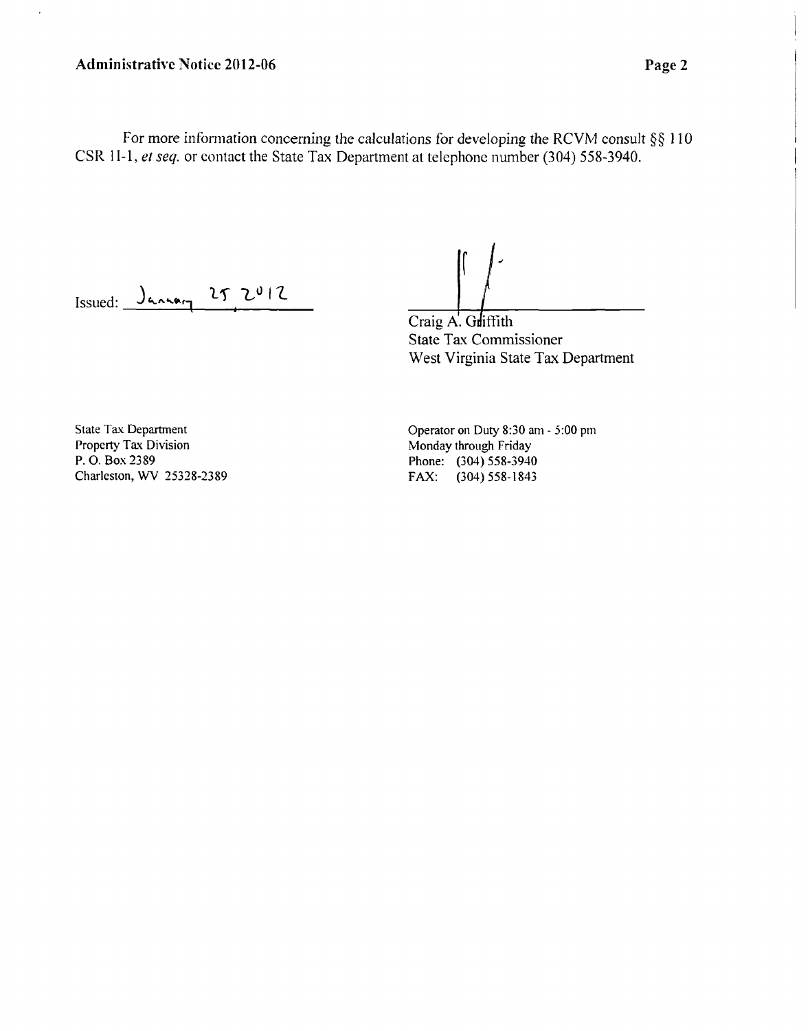For more information concerning the calculations for developing the RCVM consult §§ 110 CSR 1I-1, *et seq.* or contact the State Tax Department at telephone number (304) 558-3940.

Issued: January 25, 2012

Craig A. Griffith
State Tax Commissioner
West Virginia State Tax Department

State Tax Department
Property Tax Division
P. O. Box 2389
Charleston, WV 25328-2389

Operator on Duty 8:30 am - 5:00 pm
Monday through Friday
Phone: (304) 558-3940
FAX: (304) 558-1843